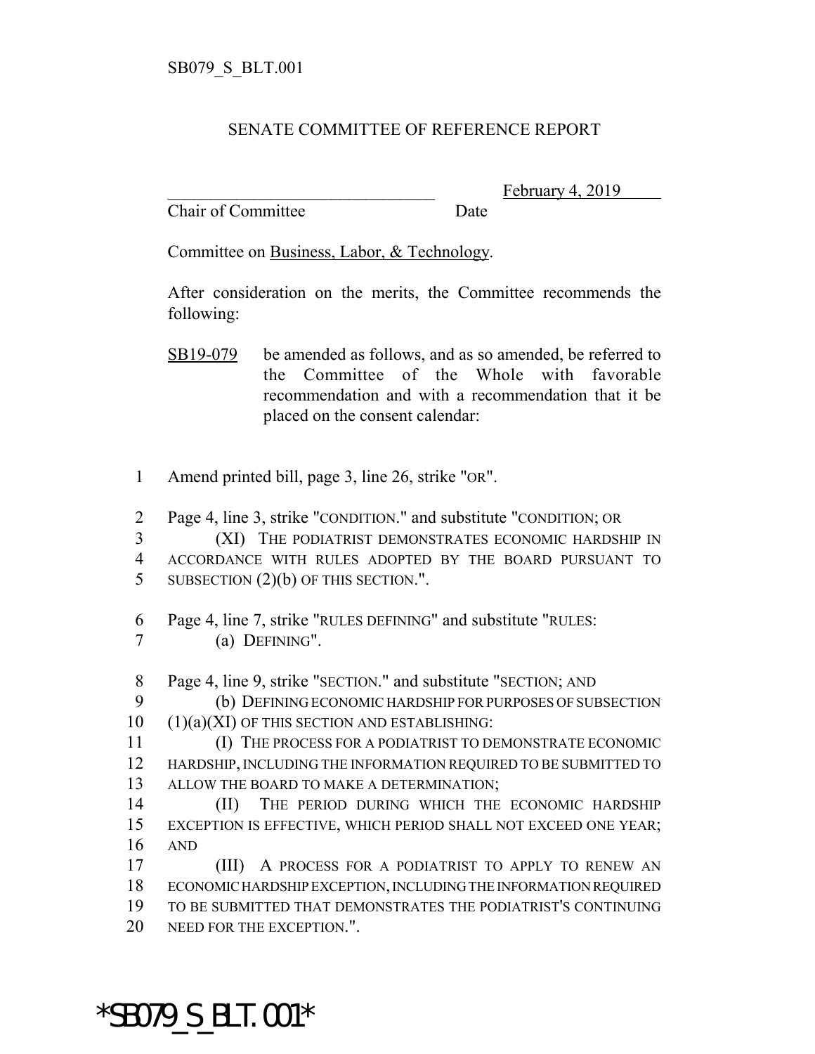SB079_S_BLT.001

SENATE COMMITTEE OF REFERENCE REPORT

_______________________________ February 4, 2019

Chair of Committee Date

Committee on Business, Labor, & Technology.

After consideration on the merits, the Committee recommends the following:

SB19-079 be amended as follows, and as so amended, be referred to the Committee of the Whole with favorable recommendation and with a recommendation that it be placed on the consent calendar:

1 Amend printed bill, page 3, line 26, strike "OR".

2 Page 4, line 3, strike "CONDITION." and substitute "CONDITION; OR
3 (XI) THE PODIATRIST DEMONSTRATES ECONOMIC HARDSHIP IN
4 ACCORDANCE WITH RULES ADOPTED BY THE BOARD PURSUANT TO
5 SUBSECTION (2)(b) OF THIS SECTION.".

6 Page 4, line 7, strike "RULES DEFINING" and substitute "RULES:
7 (a) DEFINING".

8 Page 4, line 9, strike "SECTION." and substitute "SECTION; AND
9 (b) DEFINING ECONOMIC HARDSHIP FOR PURPOSES OF SUBSECTION
10 (1)(a)(XI) OF THIS SECTION AND ESTABLISHING:
11 (I) THE PROCESS FOR A PODIATRIST TO DEMONSTRATE ECONOMIC
12 HARDSHIP, INCLUDING THE INFORMATION REQUIRED TO BE SUBMITTED TO
13 ALLOW THE BOARD TO MAKE A DETERMINATION;
14 (II) THE PERIOD DURING WHICH THE ECONOMIC HARDSHIP
15 EXCEPTION IS EFFECTIVE, WHICH PERIOD SHALL NOT EXCEED ONE YEAR;
16 AND
17 (III) A PROCESS FOR A PODIATRIST TO APPLY TO RENEW AN
18 ECONOMIC HARDSHIP EXCEPTION, INCLUDING THE INFORMATION REQUIRED
19 TO BE SUBMITTED THAT DEMONSTRATES THE PODIATRIST'S CONTINUING
20 NEED FOR THE EXCEPTION.".

*SB079_S_BLT.001*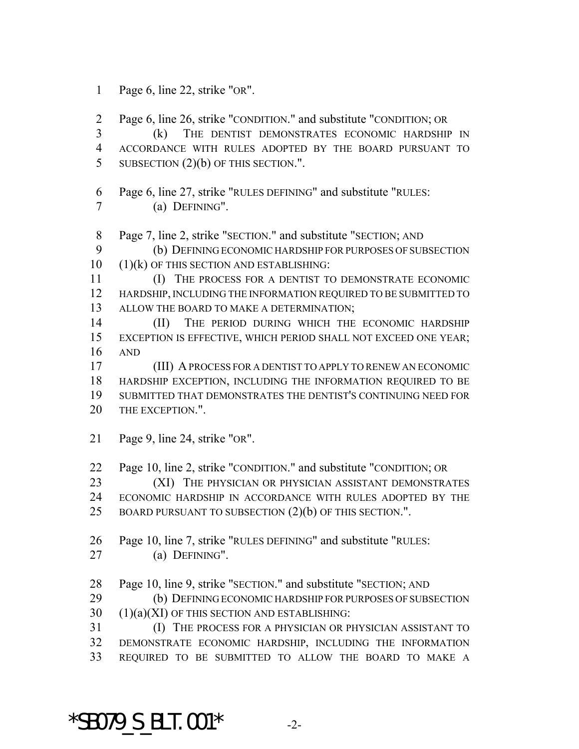Page 6, line 22, strike "OR".

Page 6, line 26, strike "CONDITION." and substitute "CONDITION; OR

(k) THE DENTIST DEMONSTRATES ECONOMIC HARDSHIP IN ACCORDANCE WITH RULES ADOPTED BY THE BOARD PURSUANT TO SUBSECTION (2)(b) OF THIS SECTION.".

Page 6, line 27, strike "RULES DEFINING" and substitute "RULES:

(a) DEFINING".

Page 7, line 2, strike "SECTION." and substitute "SECTION; AND

(b) DEFINING ECONOMIC HARDSHIP FOR PURPOSES OF SUBSECTION (1)(k) OF THIS SECTION AND ESTABLISHING:

(I) THE PROCESS FOR A DENTIST TO DEMONSTRATE ECONOMIC HARDSHIP, INCLUDING THE INFORMATION REQUIRED TO BE SUBMITTED TO ALLOW THE BOARD TO MAKE A DETERMINATION;

(II) THE PERIOD DURING WHICH THE ECONOMIC HARDSHIP EXCEPTION IS EFFECTIVE, WHICH PERIOD SHALL NOT EXCEED ONE YEAR; AND

(III) A PROCESS FOR A DENTIST TO APPLY TO RENEW AN ECONOMIC HARDSHIP EXCEPTION, INCLUDING THE INFORMATION REQUIRED TO BE SUBMITTED THAT DEMONSTRATES THE DENTIST'S CONTINUING NEED FOR THE EXCEPTION.".

Page 9, line 24, strike "OR".

Page 10, line 2, strike "CONDITION." and substitute "CONDITION; OR

(XI) THE PHYSICIAN OR PHYSICIAN ASSISTANT DEMONSTRATES ECONOMIC HARDSHIP IN ACCORDANCE WITH RULES ADOPTED BY THE BOARD PURSUANT TO SUBSECTION (2)(b) OF THIS SECTION.".

Page 10, line 7, strike "RULES DEFINING" and substitute "RULES:

(a) DEFINING".

Page 10, line 9, strike "SECTION." and substitute "SECTION; AND

(b) DEFINING ECONOMIC HARDSHIP FOR PURPOSES OF SUBSECTION (1)(a)(XI) OF THIS SECTION AND ESTABLISHING:

(I) THE PROCESS FOR A PHYSICIAN OR PHYSICIAN ASSISTANT TO DEMONSTRATE ECONOMIC HARDSHIP, INCLUDING THE INFORMATION REQUIRED TO BE SUBMITTED TO ALLOW THE BOARD TO MAKE A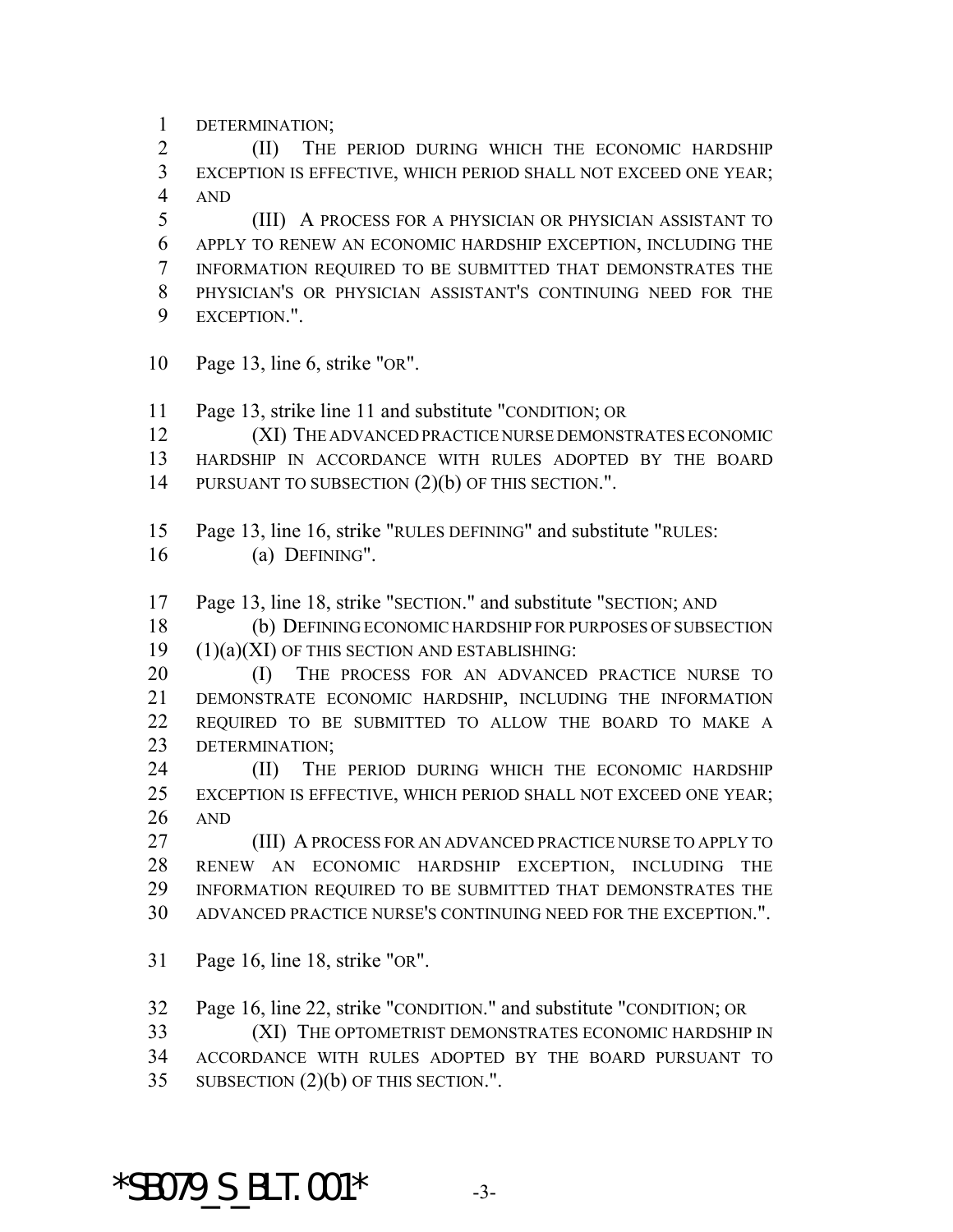DETERMINATION;

(II) THE PERIOD DURING WHICH THE ECONOMIC HARDSHIP EXCEPTION IS EFFECTIVE, WHICH PERIOD SHALL NOT EXCEED ONE YEAR; AND

(III) A PROCESS FOR A PHYSICIAN OR PHYSICIAN ASSISTANT TO APPLY TO RENEW AN ECONOMIC HARDSHIP EXCEPTION, INCLUDING THE INFORMATION REQUIRED TO BE SUBMITTED THAT DEMONSTRATES THE PHYSICIAN'S OR PHYSICIAN ASSISTANT'S CONTINUING NEED FOR THE EXCEPTION.".

Page 13, line 6, strike "OR".

Page 13, strike line 11 and substitute "CONDITION; OR

(XI) THE ADVANCED PRACTICE NURSE DEMONSTRATES ECONOMIC HARDSHIP IN ACCORDANCE WITH RULES ADOPTED BY THE BOARD PURSUANT TO SUBSECTION (2)(b) OF THIS SECTION.".

Page 13, line 16, strike "RULES DEFINING" and substitute "RULES:

(a) DEFINING".

Page 13, line 18, strike "SECTION." and substitute "SECTION; AND

(b) DEFINING ECONOMIC HARDSHIP FOR PURPOSES OF SUBSECTION (1)(a)(XI) OF THIS SECTION AND ESTABLISHING:

(I) THE PROCESS FOR AN ADVANCED PRACTICE NURSE TO DEMONSTRATE ECONOMIC HARDSHIP, INCLUDING THE INFORMATION REQUIRED TO BE SUBMITTED TO ALLOW THE BOARD TO MAKE A DETERMINATION;

(II) THE PERIOD DURING WHICH THE ECONOMIC HARDSHIP EXCEPTION IS EFFECTIVE, WHICH PERIOD SHALL NOT EXCEED ONE YEAR; AND

(III) A PROCESS FOR AN ADVANCED PRACTICE NURSE TO APPLY TO RENEW AN ECONOMIC HARDSHIP EXCEPTION, INCLUDING THE INFORMATION REQUIRED TO BE SUBMITTED THAT DEMONSTRATES THE ADVANCED PRACTICE NURSE'S CONTINUING NEED FOR THE EXCEPTION.".

Page 16, line 18, strike "OR".

Page 16, line 22, strike "CONDITION." and substitute "CONDITION; OR

(XI) THE OPTOMETRIST DEMONSTRATES ECONOMIC HARDSHIP IN ACCORDANCE WITH RULES ADOPTED BY THE BOARD PURSUANT TO SUBSECTION (2)(b) OF THIS SECTION.".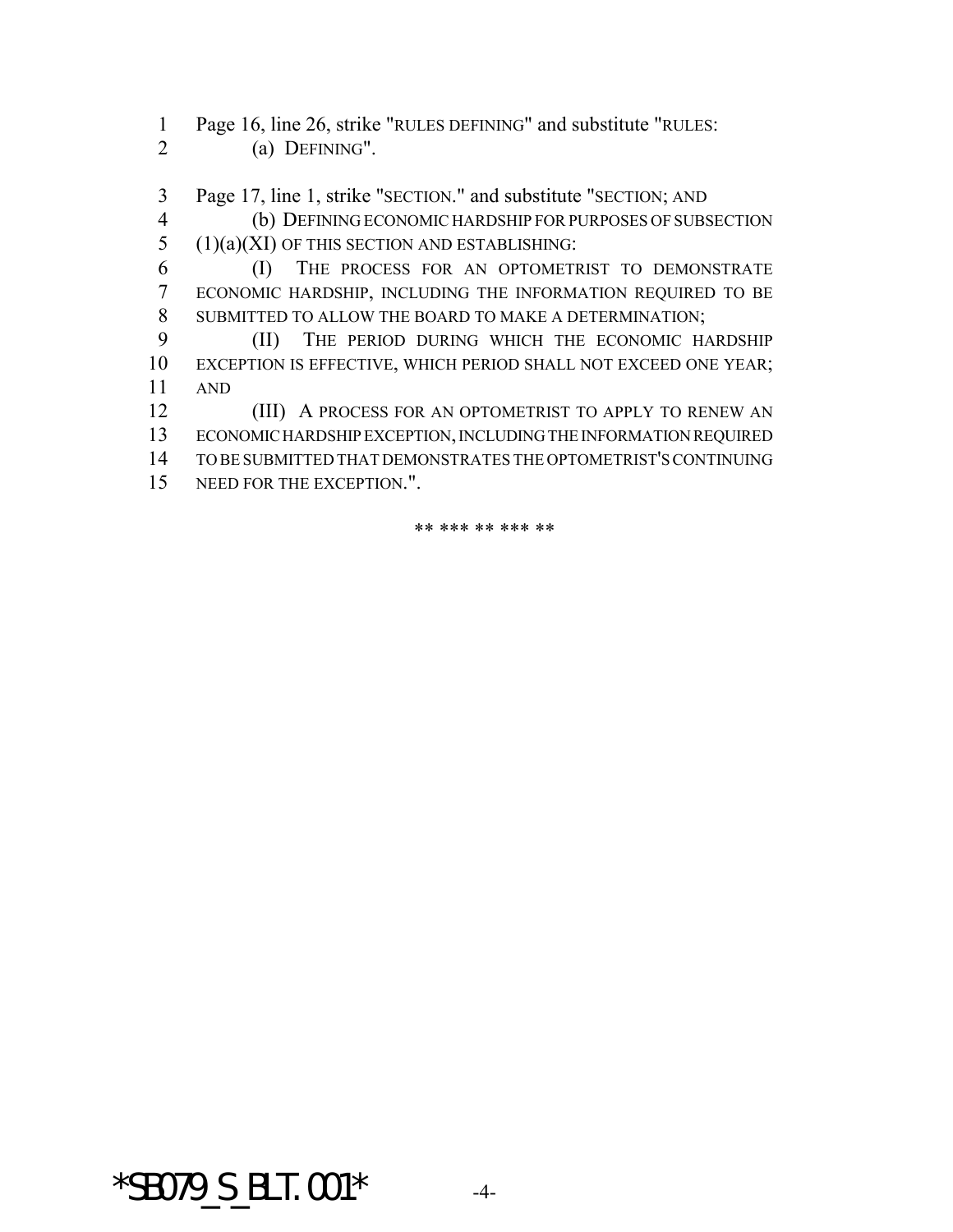Page 16, line 26, strike "RULES DEFINING" and substitute "RULES:

(a) DEFINING".

Page 17, line 1, strike "SECTION." and substitute "SECTION; AND

(b) DEFINING ECONOMIC HARDSHIP FOR PURPOSES OF SUBSECTION (1)(a)(XI) OF THIS SECTION AND ESTABLISHING:

(I) THE PROCESS FOR AN OPTOMETRIST TO DEMONSTRATE ECONOMIC HARDSHIP, INCLUDING THE INFORMATION REQUIRED TO BE SUBMITTED TO ALLOW THE BOARD TO MAKE A DETERMINATION;

(II) THE PERIOD DURING WHICH THE ECONOMIC HARDSHIP EXCEPTION IS EFFECTIVE, WHICH PERIOD SHALL NOT EXCEED ONE YEAR; AND

(III) A PROCESS FOR AN OPTOMETRIST TO APPLY TO RENEW AN ECONOMIC HARDSHIP EXCEPTION, INCLUDING THE INFORMATION REQUIRED TO BE SUBMITTED THAT DEMONSTRATES THE OPTOMETRIST'S CONTINUING NEED FOR THE EXCEPTION.".

** *** ** *** **

*SB079_S_BLT.001*